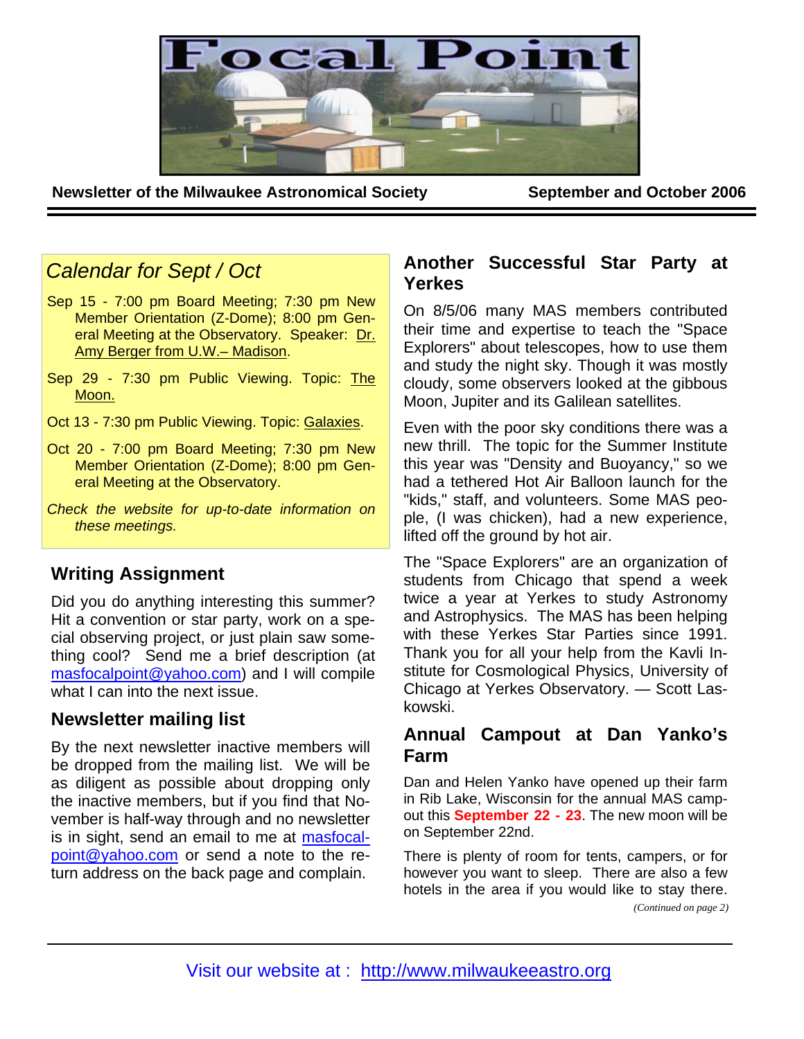# Focal Point

**Newsletter of the Milwaukee Astronomical Society** — **September and October 2006**

## *Calendar for Sept / Oct*

Sep 15 - 7:00 pm Board Meeting; 7:30 pm New Member Orientation (Z-Dome); 8:00 pm General Meeting at the Observatory. Speaker: Dr. Amy Berger from U.W.– Madison.

Sep 29 - 7:30 pm Public Viewing. Topic: The Moon.

Oct 13 - 7:30 pm Public Viewing. Topic: Galaxies.

Oct 20 - 7:00 pm Board Meeting; 7:30 pm New Member Orientation (Z-Dome); 8:00 pm General Meeting at the Observatory.

*Check the website for up-to-date information on these meetings.*

## Writing Assignment

Did you do anything interesting this summer? Hit a convention or star party, work on a special observing project, or just plain saw something cool? Send me a brief description (at masfocalpoint@yahoo.com) and I will compile what I can into the next issue.

## Newsletter mailing list

By the next newsletter inactive members will be dropped from the mailing list. We will be as diligent as possible about dropping only the inactive members, but if you find that November is half-way through and no newsletter is in sight, send an email to me at masfocalpoint@yahoo.com or send a note to the return address on the back page and complain.

## Another Successful Star Party at Yerkes

On 8/5/06 many MAS members contributed their time and expertise to teach the "Space Explorers" about telescopes, how to use them and study the night sky. Though it was mostly cloudy, some observers looked at the gibbous Moon, Jupiter and its Galilean satellites.

Even with the poor sky conditions there was a new thrill. The topic for the Summer Institute this year was "Density and Buoyancy," so we had a tethered Hot Air Balloon launch for the "kids," staff, and volunteers. Some MAS people, (I was chicken), had a new experience, lifted off the ground by hot air.

The "Space Explorers" are an organization of students from Chicago that spend a week twice a year at Yerkes to study Astronomy and Astrophysics. The MAS has been helping with these Yerkes Star Parties since 1991. Thank you for all your help from the Kavli Institute for Cosmological Physics, University of Chicago at Yerkes Observatory. — Scott Laskowski.

## Annual Campout at Dan Yanko's Farm

Dan and Helen Yanko have opened up their farm in Rib Lake, Wisconsin for the annual MAS campout this **September 22 - 23**. The new moon will be on September 22nd.

There is plenty of room for tents, campers, or for however you want to sleep. There are also a few hotels in the area if you would like to stay there.

*(Continued on page 2)*

Visit our website at : http://www.milwaukeeastro.org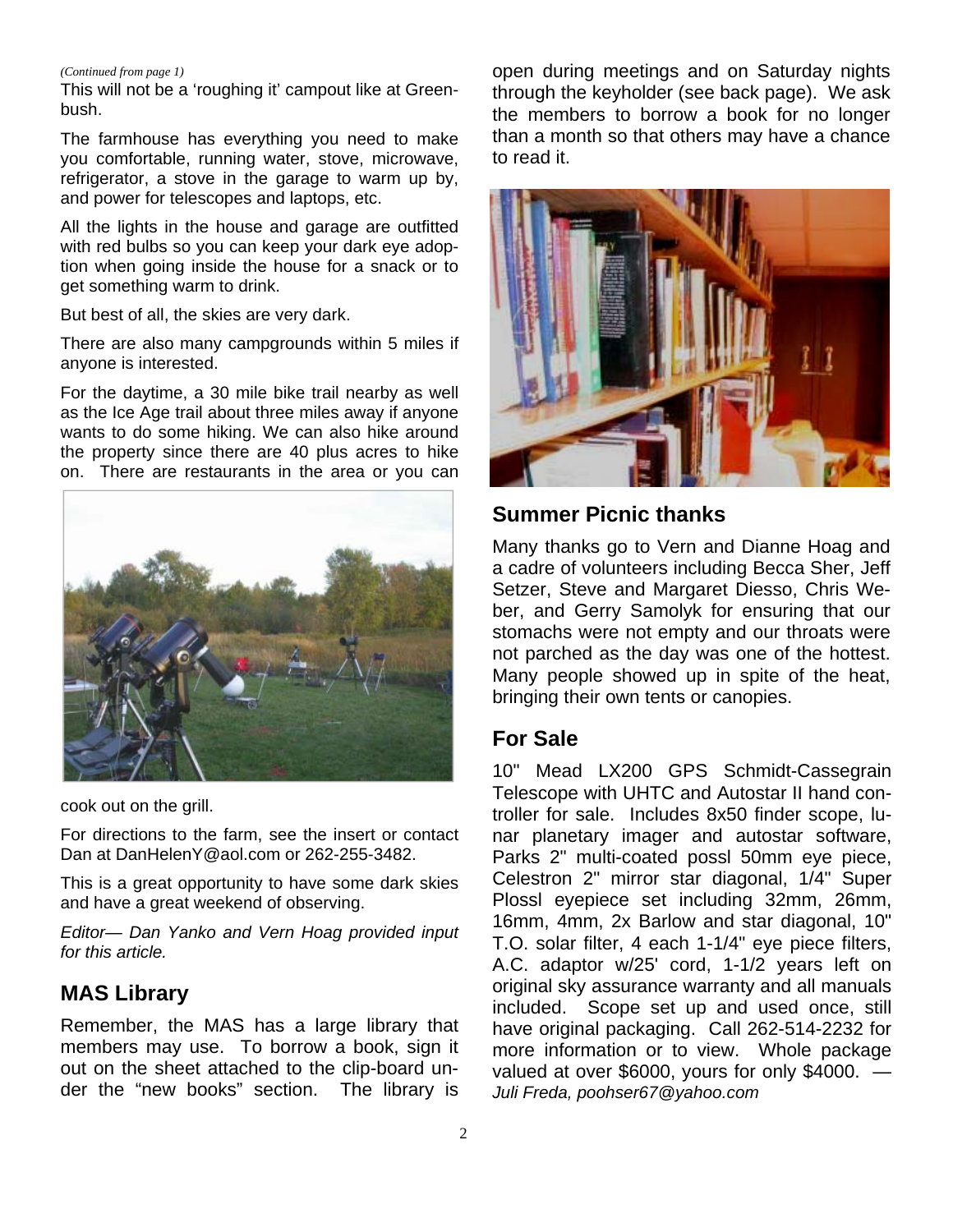*(Continued from page 1)*

This will not be a 'roughing it' campout like at Greenbush.

The farmhouse has everything you need to make you comfortable, running water, stove, microwave, refrigerator, a stove in the garage to warm up by, and power for telescopes and laptops, etc.

All the lights in the house and garage are outfitted with red bulbs so you can keep your dark eye adoption when going inside the house for a snack or to get something warm to drink.

But best of all, the skies are very dark.

There are also many campgrounds within 5 miles if anyone is interested.

For the daytime, a 30 mile bike trail nearby as well as the Ice Age trail about three miles away if anyone wants to do some hiking. We can also hike around the property since there are 40 plus acres to hike on. There are restaurants in the area or you can cook out on the grill.

For directions to the farm, see the insert or contact Dan at DanHelenY@aol.com or 262-255-3482.

This is a great opportunity to have some dark skies and have a great weekend of observing.

*Editor— Dan Yanko and Vern Hoag provided input for this article.*

## MAS Library

Remember, the MAS has a large library that members may use. To borrow a book, sign it out on the sheet attached to the clip-board under the "new books" section. The library is open during meetings and on Saturday nights through the keyholder (see back page). We ask the members to borrow a book for no longer than a month so that others may have a chance to read it.

## Summer Picnic thanks

Many thanks go to Vern and Dianne Hoag and a cadre of volunteers including Becca Sher, Jeff Setzer, Steve and Margaret Diesso, Chris Weber, and Gerry Samolyk for ensuring that our stomachs were not empty and our throats were not parched as the day was one of the hottest. Many people showed up in spite of the heat, bringing their own tents or canopies.

## For Sale

10" Mead LX200 GPS Schmidt-Cassegrain Telescope with UHTC and Autostar II hand controller for sale. Includes 8x50 finder scope, lunar planetary imager and autostar software, Parks 2" multi-coated possl 50mm eye piece, Celestron 2" mirror star diagonal, 1/4" Super Plossl eyepiece set including 32mm, 26mm, 16mm, 4mm, 2x Barlow and star diagonal, 10" T.O. solar filter, 4 each 1-1/4" eye piece filters, A.C. adaptor w/25' cord, 1-1/2 years left on original sky assurance warranty and all manuals included. Scope set up and used once, still have original packaging. Call 262-514-2232 for more information or to view. Whole package valued at over $6000, yours for only $4000. —*Juli Freda, poohser67@yahoo.com*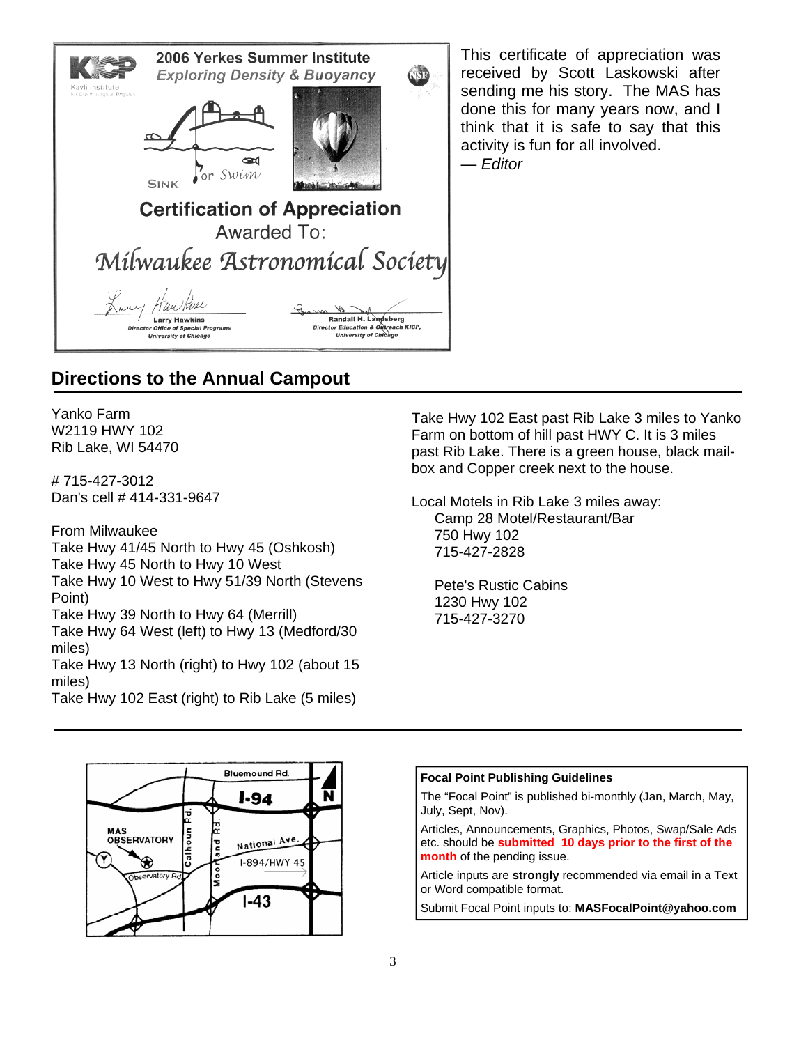2006 Yerkes Summer Institute
*Exploring Density & Buoyancy*

SINK or Swim

**Certification of Appreciation**
Awarded To:
*Milwaukee Astronomical Society*

Larry Hawkins
*Director Office of Special Programs*
*University of Chicago*

Randall H. Landsberg
*Director Education & Outreach KICP,*
*University of Chicago*

This certificate of appreciation was received by Scott Laskowski after sending me his story. The MAS has done this for many years now, and I think that it is safe to say that this activity is fun for all involved.
— *Editor*

## Directions to the Annual Campout

Yanko Farm
W2119 HWY 102
Rib Lake, WI 54470

# 715-427-3012
Dan's cell # 414-331-9647

From Milwaukee
Take Hwy 41/45 North to Hwy 45 (Oshkosh)
Take Hwy 45 North to Hwy 10 West
Take Hwy 10 West to Hwy 51/39 North (Stevens Point)
Take Hwy 39 North to Hwy 64 (Merrill)
Take Hwy 64 West (left) to Hwy 13 (Medford/30 miles)
Take Hwy 13 North (right) to Hwy 102 (about 15 miles)
Take Hwy 102 East (right) to Rib Lake (5 miles)

Take Hwy 102 East past Rib Lake 3 miles to Yanko Farm on bottom of hill past HWY C. It is 3 miles past Rib Lake. There is a green house, black mailbox and Copper creek next to the house.

Local Motels in Rib Lake 3 miles away:

Camp 28 Motel/Restaurant/Bar
750 Hwy 102
715-427-2828

Pete's Rustic Cabins
1230 Hwy 102
715-427-3270

Bluemound Rd.
I-94
MAS OBSERVATORY
Calhoun Rd.
Moorland Rd.
National Ave.
I-894/HWY 45
Observatory Rd.
I-43
N

**Focal Point Publishing Guidelines**

The "Focal Point" is published bi-monthly (Jan, March, May, July, Sept, Nov).

Articles, Announcements, Graphics, Photos, Swap/Sale Ads etc. should be **submitted 10 days prior to the first of the month** of the pending issue.

Article inputs are **strongly** recommended via email in a Text or Word compatible format.

Submit Focal Point inputs to: **MASFocalPoint@yahoo.com**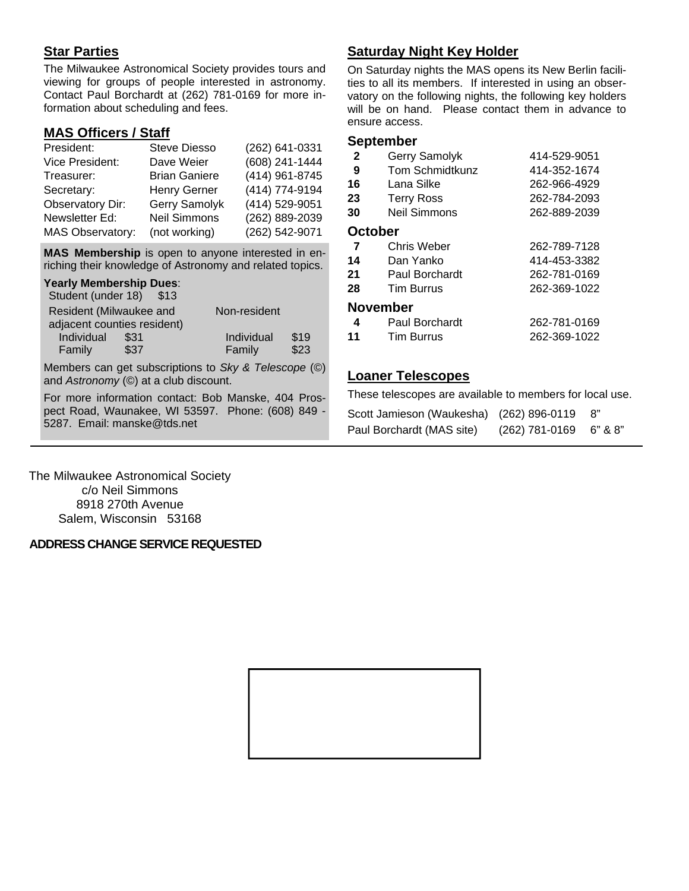## Star Parties

The Milwaukee Astronomical Society provides tours and viewing for groups of people interested in astronomy. Contact Paul Borchardt at (262) 781-0169 for more information about scheduling and fees.

## MAS Officers / Staff

| | | |
|---|---|---|
| President: | Steve Diesso | (262) 641-0331 |
| Vice President: | Dave Weier | (608) 241-1444 |
| Treasurer: | Brian Ganiere | (414) 961-8745 |
| Secretary: | Henry Gerner | (414) 774-9194 |
| Observatory Dir: | Gerry Samolyk | (414) 529-9051 |
| Newsletter Ed: | Neil Simmons | (262) 889-2039 |
| MAS Observatory: | (not working) | (262) 542-9071 |

**MAS Membership** is open to anyone interested in enriching their knowledge of Astronomy and related topics.

**Yearly Membership Dues**:

Student (under 18) $13

| Resident (Milwaukee and adjacent counties resident) | | Non-resident | |
|---|---|---|---|
| Individual | $31 | Individual | $19 |
| Family | $37 | Family | $23 |

Members can get subscriptions to *Sky & Telescope* (©) and *Astronomy* (©) at a club discount.

For more information contact: Bob Manske, 404 Prospect Road, Waunakee, WI 53597. Phone: (608) 849 - 5287. Email: manske@tds.net

## Saturday Night Key Holder

On Saturday nights the MAS opens its New Berlin facilities to all its members. If interested in using an observatory on the following nights, the following key holders will be on hand. Please contact them in advance to ensure access.

### September

| | | |
|---|---|---|
| **2** | Gerry Samolyk | 414-529-9051 |
| **9** | Tom Schmidtkunz | 414-352-1674 |
| **16** | Lana Silke | 262-966-4929 |
| **23** | Terry Ross | 262-784-2093 |
| **30** | Neil Simmons | 262-889-2039 |

### October

| | | |
|---|---|---|
| **7** | Chris Weber | 262-789-7128 |
| **14** | Dan Yanko | 414-453-3382 |
| **21** | Paul Borchardt | 262-781-0169 |
| **28** | Tim Burrus | 262-369-1022 |

### November

| | | |
|---|---|---|
| **4** | Paul Borchardt | 262-781-0169 |
| **11** | Tim Burrus | 262-369-1022 |

## Loaner Telescopes

These telescopes are available to members for local use.

| | | |
|---|---|---|
| Scott Jamieson (Waukesha) | (262) 896-0119 | 8" |
| Paul Borchardt (MAS site) | (262) 781-0169 | 6" & 8" |

The Milwaukee Astronomical Society
c/o Neil Simmons
8918 270th Avenue
Salem, Wisconsin 53168

**ADDRESS CHANGE SERVICE REQUESTED**